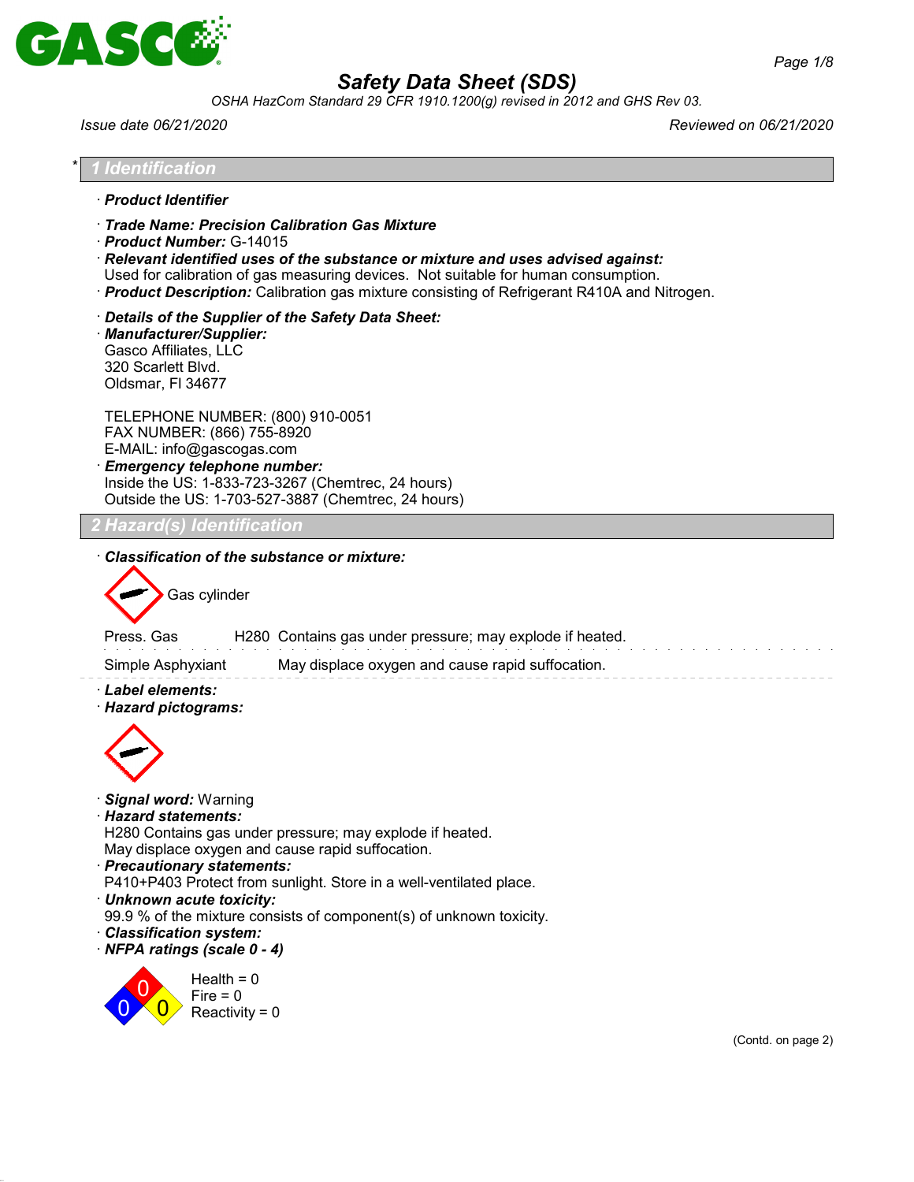# Safety Data Sheet (SDS)

*OSHA HazCom Standard 29 CFR 1910.1200(g) revised in 2012 and GHS Rev 03.*

*Issue date 06/21/2020* | *Reviewed on 06/21/2020*

## 1 Identification

· **Product Identifier**

· **Trade Name: Precision Calibration Gas Mixture**
· **Product Number:** G-14015
· **Relevant identified uses of the substance or mixture and uses advised against:**
Used for calibration of gas measuring devices. Not suitable for human consumption.
· **Product Description:** Calibration gas mixture consisting of Refrigerant R410A and Nitrogen.

· **Details of the Supplier of the Safety Data Sheet:**
· **Manufacturer/Supplier:**
Gasco Affiliates, LLC
320 Scarlett Blvd.
Oldsmar, Fl 34677

TELEPHONE NUMBER: (800) 910-0051
FAX NUMBER: (866) 755-8920
E-MAIL: info@gascogas.com
· **Emergency telephone number:**
Inside the US: 1-833-723-3267 (Chemtrec, 24 hours)
Outside the US: 1-703-527-3887 (Chemtrec, 24 hours)

## 2 Hazard(s) Identification

· **Classification of the substance or mixture:**

Gas cylinder

| | | |
|---|---|---|
| Press. Gas | H280 | Contains gas under pressure; may explode if heated. |
| Simple Asphyxiant | | May displace oxygen and cause rapid suffocation. |

· **Label elements:**
· **Hazard pictograms:**

· **Signal word:** Warning
· **Hazard statements:**
H280 Contains gas under pressure; may explode if heated.
May displace oxygen and cause rapid suffocation.
· **Precautionary statements:**
P410+P403 Protect from sunlight. Store in a well-ventilated place.
· **Unknown acute toxicity:**
99.9 % of the mixture consists of component(s) of unknown toxicity.
· **Classification system:**
· **NFPA ratings (scale 0 - 4)**

Health = 0
Fire = 0
Reactivity = 0

(Contd. on page 2)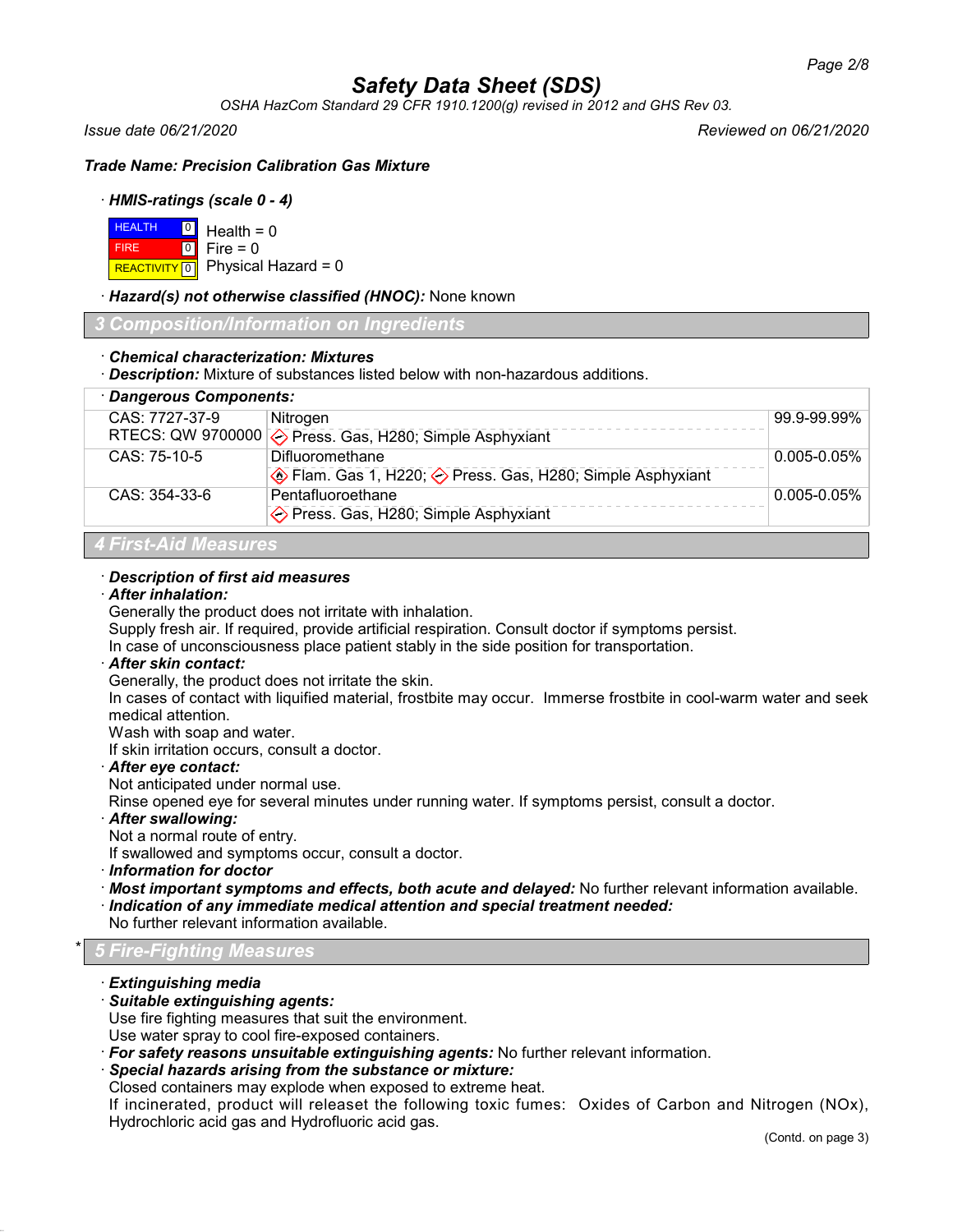# Safety Data Sheet (SDS)

*OSHA HazCom Standard 29 CFR 1910.1200(g) revised in 2012 and GHS Rev 03.*

*Issue date 06/21/2020* *Reviewed on 06/21/2020*

***Trade Name: Precision Calibration Gas Mixture***

· ***HMIS-ratings (scale 0 - 4)***

| | | |
|---|---|---|
| HEALTH | 0 | Health = 0 |
| FIRE | 0 | Fire = 0 |
| REACTIVITY | 0 | Physical Hazard = 0 |

· ***Hazard(s) not otherwise classified (HNOC):*** None known

## 3 Composition/Information on Ingredients

· ***Chemical characterization: Mixtures***
· ***Description:*** Mixture of substances listed below with non-hazardous additions.

| · **Dangerous Components:** | | |
|---|---|---|
| CAS: 7727-37-9<br>RTECS: QW 9700000 | Nitrogen<br>Press. Gas, H280; Simple Asphyxiant | 99.9-99.99% |
| CAS: 75-10-5 | Difluoromethane<br>Flam. Gas 1, H220; Press. Gas, H280; Simple Asphyxiant | 0.005-0.05% |
| CAS: 354-33-6 | Pentafluoroethane<br>Press. Gas, H280; Simple Asphyxiant | 0.005-0.05% |

## 4 First-Aid Measures

· ***Description of first aid measures***
· ***After inhalation:***
Generally the product does not irritate with inhalation.
Supply fresh air. If required, provide artificial respiration. Consult doctor if symptoms persist.
In case of unconsciousness place patient stably in the side position for transportation.
· ***After skin contact:***
Generally, the product does not irritate the skin.
In cases of contact with liquified material, frostbite may occur. Immerse frostbite in cool-warm water and seek medical attention.
Wash with soap and water.
If skin irritation occurs, consult a doctor.
· ***After eye contact:***
Not anticipated under normal use.
Rinse opened eye for several minutes under running water. If symptoms persist, consult a doctor.
· ***After swallowing:***
Not a normal route of entry.
If swallowed and symptoms occur, consult a doctor.
· ***Information for doctor***
· ***Most important symptoms and effects, both acute and delayed:*** No further relevant information available.
· ***Indication of any immediate medical attention and special treatment needed:***
No further relevant information available.

## * 5 Fire-Fighting Measures

· ***Extinguishing media***
· ***Suitable extinguishing agents:***
Use fire fighting measures that suit the environment.
Use water spray to cool fire-exposed containers.
· ***For safety reasons unsuitable extinguishing agents:*** No further relevant information.
· ***Special hazards arising from the substance or mixture:***
Closed containers may explode when exposed to extreme heat.
If incinerated, product will releaset the following toxic fumes: Oxides of Carbon and Nitrogen (NOx), Hydrochloric acid gas and Hydrofluoric acid gas.

(Contd. on page 3)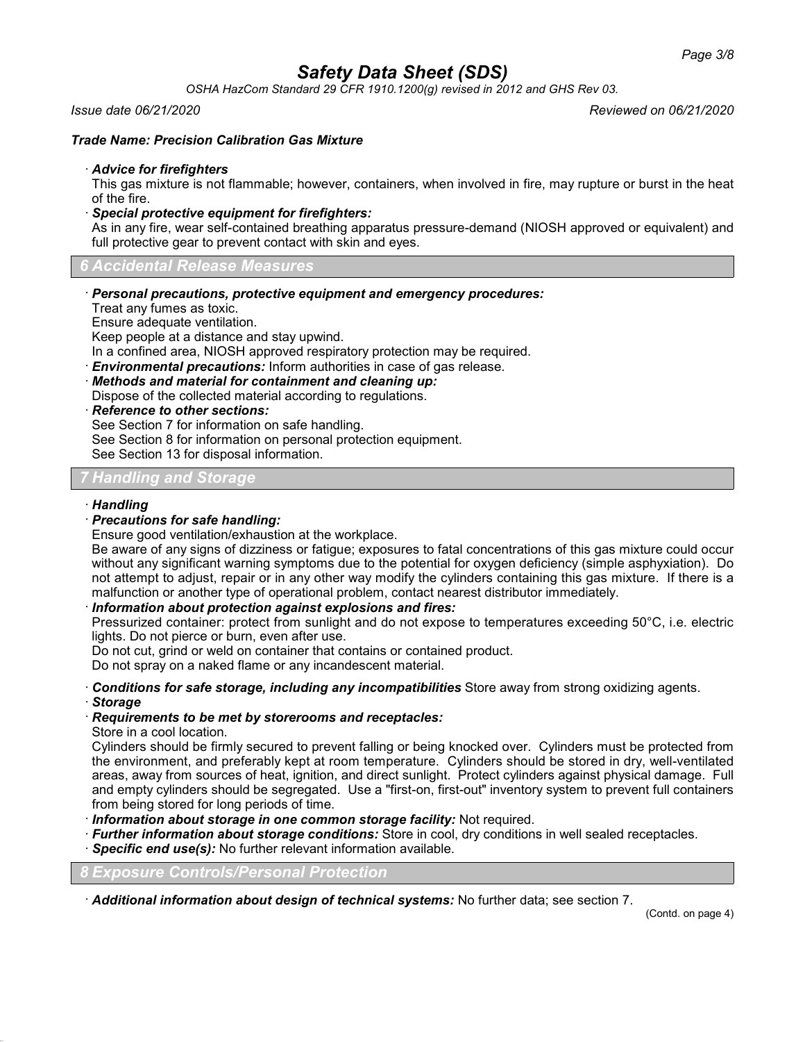**Trade Name: Precision Calibration Gas Mixture**

· ***Advice for firefighters***
This gas mixture is not flammable; however, containers, when involved in fire, may rupture or burst in the heat of the fire.

· ***Special protective equipment for firefighters:***
As in any fire, wear self-contained breathing apparatus pressure-demand (NIOSH approved or equivalent) and full protective gear to prevent contact with skin and eyes.

## 6 Accidental Release Measures

· ***Personal precautions, protective equipment and emergency procedures:***
Treat any fumes as toxic.
Ensure adequate ventilation.
Keep people at a distance and stay upwind.
In a confined area, NIOSH approved respiratory protection may be required.

· ***Environmental precautions:*** Inform authorities in case of gas release.

· ***Methods and material for containment and cleaning up:***
Dispose of the collected material according to regulations.

· ***Reference to other sections:***
See Section 7 for information on safe handling.
See Section 8 for information on personal protection equipment.
See Section 13 for disposal information.

## 7 Handling and Storage

· ***Handling***

· ***Precautions for safe handling:***
Ensure good ventilation/exhaustion at the workplace.
Be aware of any signs of dizziness or fatigue; exposures to fatal concentrations of this gas mixture could occur without any significant warning symptoms due to the potential for oxygen deficiency (simple asphyxiation). Do not attempt to adjust, repair or in any other way modify the cylinders containing this gas mixture. If there is a malfunction or another type of operational problem, contact nearest distributor immediately.

· ***Information about protection against explosions and fires:***
Pressurized container: protect from sunlight and do not expose to temperatures exceeding 50°C, i.e. electric lights. Do not pierce or burn, even after use.
Do not cut, grind or weld on container that contains or contained product.
Do not spray on a naked flame or any incandescent material.

· ***Conditions for safe storage, including any incompatibilities*** Store away from strong oxidizing agents.

· ***Storage***

· ***Requirements to be met by storerooms and receptacles:***
Store in a cool location.
Cylinders should be firmly secured to prevent falling or being knocked over. Cylinders must be protected from the environment, and preferably kept at room temperature. Cylinders should be stored in dry, well-ventilated areas, away from sources of heat, ignition, and direct sunlight. Protect cylinders against physical damage. Full and empty cylinders should be segregated. Use a "first-on, first-out" inventory system to prevent full containers from being stored for long periods of time.

· ***Information about storage in one common storage facility:*** Not required.

· ***Further information about storage conditions:*** Store in cool, dry conditions in well sealed receptacles.

· ***Specific end use(s):*** No further relevant information available.

## 8 Exposure Controls/Personal Protection

· ***Additional information about design of technical systems:*** No further data; see section 7.

(Contd. on page 4)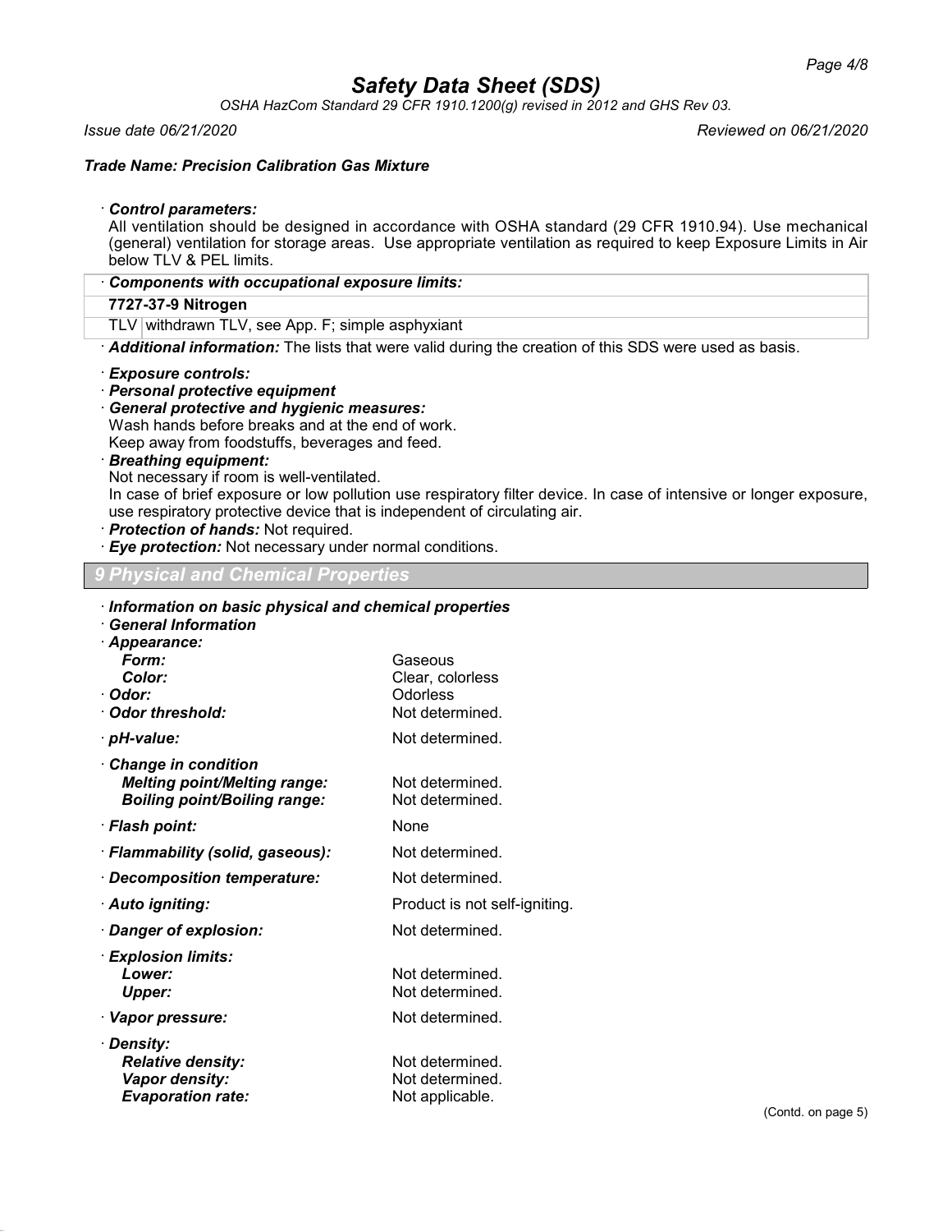# Safety Data Sheet (SDS)

*OSHA HazCom Standard 29 CFR 1910.1200(g) revised in 2012 and GHS Rev 03.*

*Issue date 06/21/2020* | *Reviewed on 06/21/2020*

***Trade Name: Precision Calibration Gas Mixture***

· ***Control parameters:***
All ventilation should be designed in accordance with OSHA standard (29 CFR 1910.94). Use mechanical (general) ventilation for storage areas. Use appropriate ventilation as required to keep Exposure Limits in Air below TLV & PEL limits.

| · ***Components with occupational exposure limits:*** | |
|---|---|
| **7727-37-9 Nitrogen** | |
| TLV | withdrawn TLV, see App. F; simple asphyxiant |

· ***Additional information:*** The lists that were valid during the creation of this SDS were used as basis.

· ***Exposure controls:***
· ***Personal protective equipment***
· ***General protective and hygienic measures:***
Wash hands before breaks and at the end of work.
Keep away from foodstuffs, beverages and feed.
· ***Breathing equipment:***
Not necessary if room is well-ventilated.
In case of brief exposure or low pollution use respiratory filter device. In case of intensive or longer exposure, use respiratory protective device that is independent of circulating air.
· ***Protection of hands:*** Not required.
· ***Eye protection:*** Not necessary under normal conditions.

## 9 Physical and Chemical Properties

· ***Information on basic physical and chemical properties***
· ***General Information***
· ***Appearance:***

| | |
|---|---|
| ***Form:*** | Gaseous |
| ***Color:*** | Clear, colorless |
| · ***Odor:*** | Odorless |
| · ***Odor threshold:*** | Not determined. |
| · ***pH-value:*** | Not determined. |
| · ***Change in condition*** | |
| ***Melting point/Melting range:*** | Not determined. |
| ***Boiling point/Boiling range:*** | Not determined. |
| · ***Flash point:*** | None |
| · ***Flammability (solid, gaseous):*** | Not determined. |
| · ***Decomposition temperature:*** | Not determined. |
| · ***Auto igniting:*** | Product is not self-igniting. |
| · ***Danger of explosion:*** | Not determined. |
| · ***Explosion limits:*** | |
| ***Lower:*** | Not determined. |
| ***Upper:*** | Not determined. |
| · ***Vapor pressure:*** | Not determined. |
| · ***Density:*** | |
| ***Relative density:*** | Not determined. |
| ***Vapor density:*** | Not determined. |
| ***Evaporation rate:*** | Not applicable. |

(Contd. on page 5)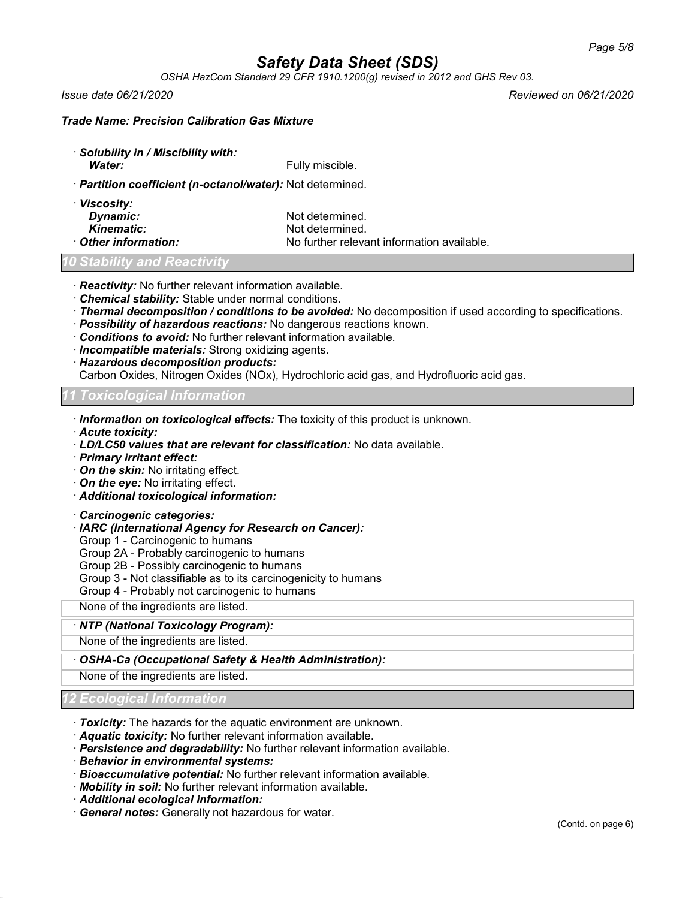· ***Solubility in / Miscibility with:***
  ***Water:*** Fully miscible.

· ***Partition coefficient (n-octanol/water):*** Not determined.

· ***Viscosity:***
  ***Dynamic:*** Not determined.
  ***Kinematic:*** Not determined.
· ***Other information:*** No further relevant information available.

## 10 Stability and Reactivity

· ***Reactivity:*** No further relevant information available.
· ***Chemical stability:*** Stable under normal conditions.
· ***Thermal decomposition / conditions to be avoided:*** No decomposition if used according to specifications.
· ***Possibility of hazardous reactions:*** No dangerous reactions known.
· ***Conditions to avoid:*** No further relevant information available.
· ***Incompatible materials:*** Strong oxidizing agents.
· ***Hazardous decomposition products:***
Carbon Oxides, Nitrogen Oxides (NOx), Hydrochloric acid gas, and Hydrofluoric acid gas.

## 11 Toxicological Information

· ***Information on toxicological effects:*** The toxicity of this product is unknown.
· ***Acute toxicity:***
· ***LD/LC50 values that are relevant for classification:*** No data available.
· ***Primary irritant effect:***
· ***On the skin:*** No irritating effect.
· ***On the eye:*** No irritating effect.
· ***Additional toxicological information:***

· ***Carcinogenic categories:***
· ***IARC (International Agency for Research on Cancer):***
Group 1 - Carcinogenic to humans
Group 2A - Probably carcinogenic to humans
Group 2B - Possibly carcinogenic to humans
Group 3 - Not classifiable as to its carcinogenicity to humans
Group 4 - Probably not carcinogenic to humans

None of the ingredients are listed.

· ***NTP (National Toxicology Program):***

None of the ingredients are listed.

· ***OSHA-Ca (Occupational Safety & Health Administration):***

None of the ingredients are listed.

## 12 Ecological Information

· ***Toxicity:*** The hazards for the aquatic environment are unknown.
· ***Aquatic toxicity:*** No further relevant information available.
· ***Persistence and degradability:*** No further relevant information available.
· ***Behavior in environmental systems:***
· ***Bioaccumulative potential:*** No further relevant information available.
· ***Mobility in soil:*** No further relevant information available.
· ***Additional ecological information:***
· ***General notes:*** Generally not hazardous for water.

(Contd. on page 6)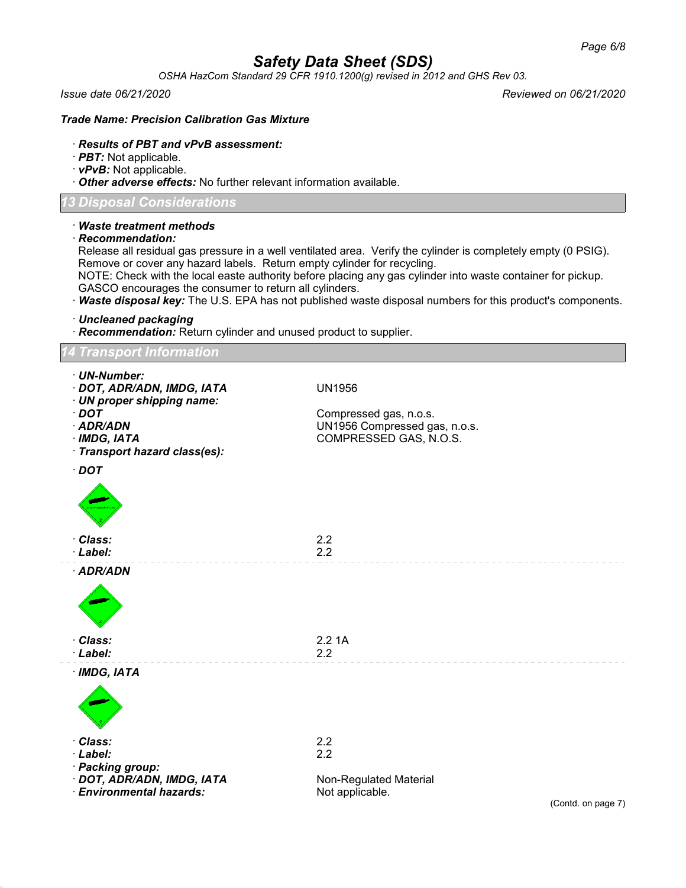**Trade Name: Precision Calibration Gas Mixture**

· **Results of PBT and vPvB assessment:**
· **PBT:** Not applicable.
· **vPvB:** Not applicable.
· **Other adverse effects:** No further relevant information available.

## 13 Disposal Considerations

· **Waste treatment methods**
· **Recommendation:**
Release all residual gas pressure in a well ventilated area. Verify the cylinder is completely empty (0 PSIG). Remove or cover any hazard labels. Return empty cylinder for recycling.
NOTE: Check with the local easte authority before placing any gas cylinder into waste container for pickup. GASCO encourages the consumer to return all cylinders.
· **Waste disposal key:** The U.S. EPA has not published waste disposal numbers for this product's components.

· **Uncleaned packaging**
· **Recommendation:** Return cylinder and unused product to supplier.

## 14 Transport Information

| | |
|---|---|
| · **UN-Number:** | |
| · **DOT, ADR/ADN, IMDG, IATA** | UN1956 |
| · **UN proper shipping name:** | |
| · **DOT** | Compressed gas, n.o.s. |
| · **ADR/ADN** | UN1956 Compressed gas, n.o.s. |
| · **IMDG, IATA** | COMPRESSED GAS, N.O.S. |
| · **Transport hazard class(es):** | |

· **DOT**

| | |
|---|---|
| · **Class:** | 2.2 |
| · **Label:** | 2.2 |

· **ADR/ADN**

| | |
|---|---|
| · **Class:** | 2.2 1A |
| · **Label:** | 2.2 |

· **IMDG, IATA**

| | |
|---|---|
| · **Class:** | 2.2 |
| · **Label:** | 2.2 |
| · **Packing group:** | |
| · **DOT, ADR/ADN, IMDG, IATA** | Non-Regulated Material |
| · **Environmental hazards:** | Not applicable. |

(Contd. on page 7)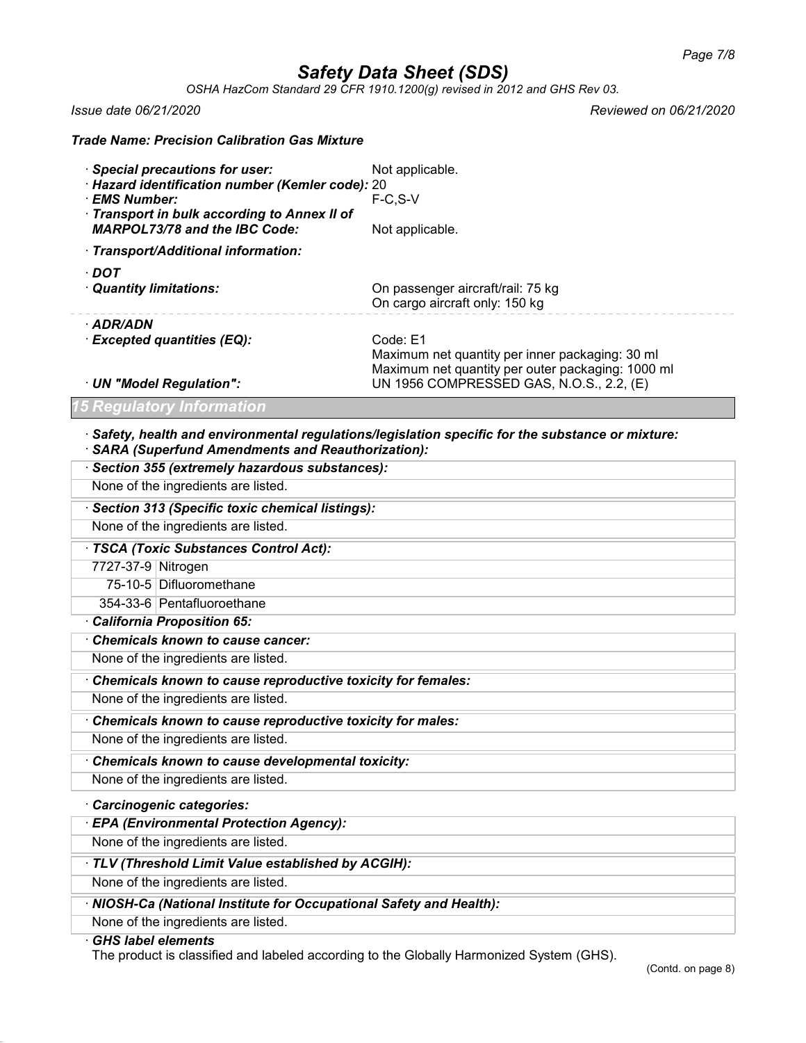**Trade Name: Precision Calibration Gas Mixture**

· **Special precautions for user:** Not applicable.
· **Hazard identification number (Kemler code):** 20
· **EMS Number:** F-C,S-V
· **Transport in bulk according to Annex II of MARPOL73/78 and the IBC Code:** Not applicable.

· **Transport/Additional information:**

· **DOT**
· **Quantity limitations:** On passenger aircraft/rail: 75 kg
On cargo aircraft only: 150 kg

· **ADR/ADN**
· **Excepted quantities (EQ):** Code: E1
Maximum net quantity per inner packaging: 30 ml
Maximum net quantity per outer packaging: 1000 ml
· **UN "Model Regulation":** UN 1956 COMPRESSED GAS, N.O.S., 2.2, (E)

## 15 Regulatory Information

· ***Safety, health and environmental regulations/legislation specific for the substance or mixture:***
· ***SARA (Superfund Amendments and Reauthorization):***

· ***Section 355 (extremely hazardous substances):***
None of the ingredients are listed.

· ***Section 313 (Specific toxic chemical listings):***
None of the ingredients are listed.

· ***TSCA (Toxic Substances Control Act):***

| | |
|---|---|
| 7727-37-9 | Nitrogen |
| 75-10-5 | Difluoromethane |
| 354-33-6 | Pentafluoroethane |

· ***California Proposition 65:***

· ***Chemicals known to cause cancer:***
None of the ingredients are listed.

· ***Chemicals known to cause reproductive toxicity for females:***
None of the ingredients are listed.

· ***Chemicals known to cause reproductive toxicity for males:***
None of the ingredients are listed.

· ***Chemicals known to cause developmental toxicity:***
None of the ingredients are listed.

· ***Carcinogenic categories:***

· ***EPA (Environmental Protection Agency):***
None of the ingredients are listed.

· ***TLV (Threshold Limit Value established by ACGIH):***
None of the ingredients are listed.

· ***NIOSH-Ca (National Institute for Occupational Safety and Health):***
None of the ingredients are listed.

· ***GHS label elements***
The product is classified and labeled according to the Globally Harmonized System (GHS).

(Contd. on page 8)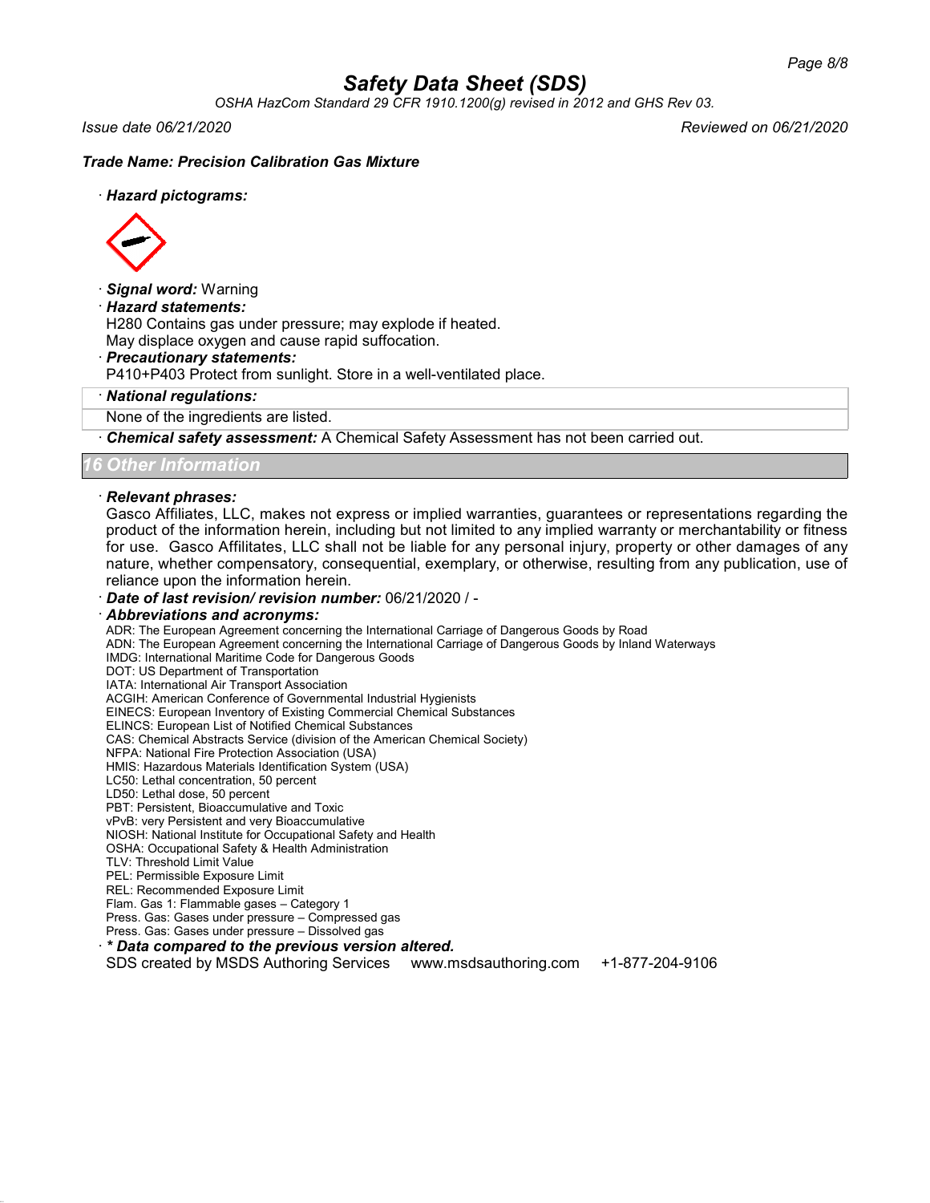**Trade Name: Precision Calibration Gas Mixture**

· ***Hazard pictograms:***

· ***Signal word:*** Warning

· ***Hazard statements:***
H280 Contains gas under pressure; may explode if heated.
May displace oxygen and cause rapid suffocation.

· ***Precautionary statements:***
P410+P403 Protect from sunlight. Store in a well-ventilated place.

· ***National regulations:***
None of the ingredients are listed.

· ***Chemical safety assessment:*** A Chemical Safety Assessment has not been carried out.

## *16 Other Information*

· ***Relevant phrases:***
Gasco Affiliates, LLC, makes not express or implied warranties, guarantees or representations regarding the product of the information herein, including but not limited to any implied warranty or merchantability or fitness for use. Gasco Affilitates, LLC shall not be liable for any personal injury, property or other damages of any nature, whether compensatory, consequential, exemplary, or otherwise, resulting from any publication, use of reliance upon the information herein.

· ***Date of last revision/ revision number:*** 06/21/2020 / -

· ***Abbreviations and acronyms:***
ADR: The European Agreement concerning the International Carriage of Dangerous Goods by Road
ADN: The European Agreement concerning the International Carriage of Dangerous Goods by Inland Waterways
IMDG: International Maritime Code for Dangerous Goods
DOT: US Department of Transportation
IATA: International Air Transport Association
ACGIH: American Conference of Governmental Industrial Hygienists
EINECS: European Inventory of Existing Commercial Chemical Substances
ELINCS: European List of Notified Chemical Substances
CAS: Chemical Abstracts Service (division of the American Chemical Society)
NFPA: National Fire Protection Association (USA)
HMIS: Hazardous Materials Identification System (USA)
LC50: Lethal concentration, 50 percent
LD50: Lethal dose, 50 percent
PBT: Persistent, Bioaccumulative and Toxic
vPvB: very Persistent and very Bioaccumulative
NIOSH: National Institute for Occupational Safety and Health
OSHA: Occupational Safety & Health Administration
TLV: Threshold Limit Value
PEL: Permissible Exposure Limit
REL: Recommended Exposure Limit
Flam. Gas 1: Flammable gases – Category 1
Press. Gas: Gases under pressure – Compressed gas
Press. Gas: Gases under pressure – Dissolved gas

· ***\* Data compared to the previous version altered.***
SDS created by MSDS Authoring Services www.msdsauthoring.com +1-877-204-9106